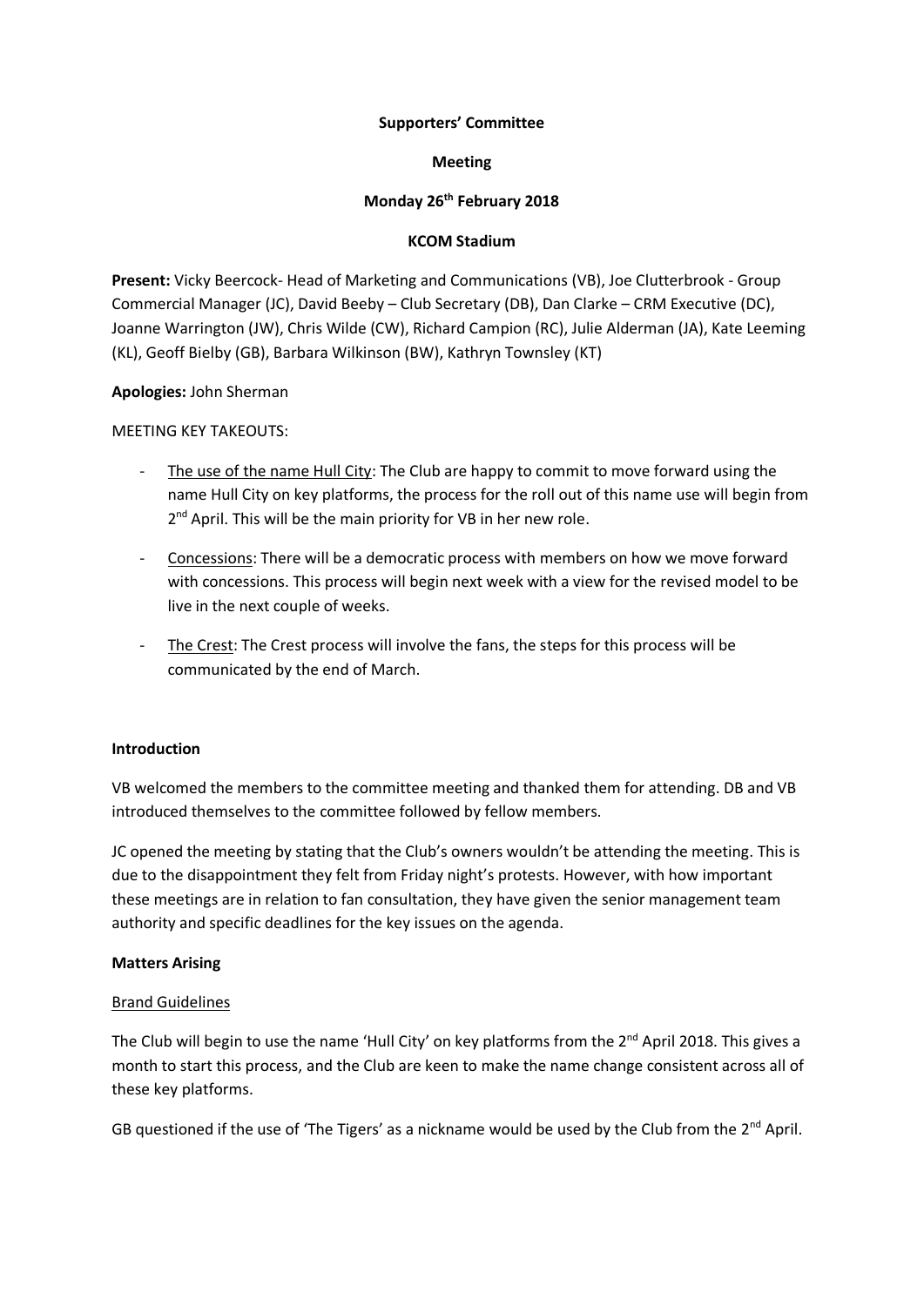**Supporters' Committee**

**Meeting**

**Monday 26th February 2018**

**KCOM Stadium**

**Present:** Vicky Beercock- Head of Marketing and Communications (VB), Joe Clutterbrook - Group Commercial Manager (JC), David Beeby – Club Secretary (DB), Dan Clarke – CRM Executive (DC), Joanne Warrington (JW), Chris Wilde (CW), Richard Campion (RC), Julie Alderman (JA), Kate Leeming (KL), Geoff Bielby (GB), Barbara Wilkinson (BW), Kathryn Townsley (KT)

**Apologies:** John Sherman

MEETING KEY TAKEOUTS:

- The use of the name Hull City: The Club are happy to commit to move forward using the name Hull City on key platforms, the process for the roll out of this name use will begin from 2nd April. This will be the main priority for VB in her new role.
- Concessions: There will be a democratic process with members on how we move forward with concessions. This process will begin next week with a view for the revised model to be live in the next couple of weeks.
- The Crest: The Crest process will involve the fans, the steps for this process will be communicated by the end of March.

**Introduction**

VB welcomed the members to the committee meeting and thanked them for attending. DB and VB introduced themselves to the committee followed by fellow members.

JC opened the meeting by stating that the Club's owners wouldn't be attending the meeting. This is due to the disappointment they felt from Friday night's protests. However, with how important these meetings are in relation to fan consultation, they have given the senior management team authority and specific deadlines for the key issues on the agenda.

**Matters Arising**

Brand Guidelines

The Club will begin to use the name 'Hull City' on key platforms from the 2nd April 2018. This gives a month to start this process, and the Club are keen to make the name change consistent across all of these key platforms.

GB questioned if the use of 'The Tigers' as a nickname would be used by the Club from the 2nd April.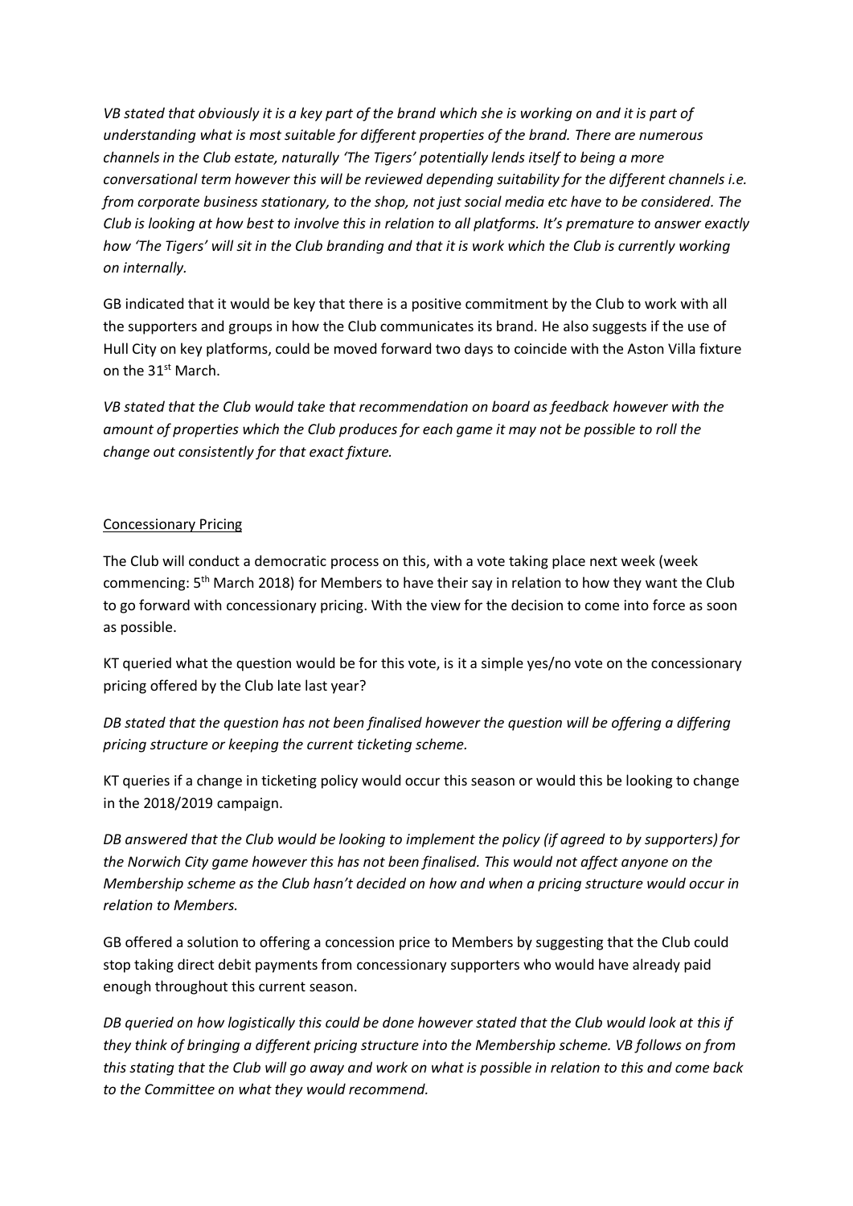*VB stated that obviously it is a key part of the brand which she is working on and it is part of understanding what is most suitable for different properties of the brand. There are numerous channels in the Club estate, naturally 'The Tigers' potentially lends itself to being a more conversational term however this will be reviewed depending suitability for the different channels i.e. from corporate business stationary, to the shop, not just social media etc have to be considered. The Club is looking at how best to involve this in relation to all platforms. It's premature to answer exactly how 'The Tigers' will sit in the Club branding and that it is work which the Club is currently working on internally.*

GB indicated that it would be key that there is a positive commitment by the Club to work with all the supporters and groups in how the Club communicates its brand. He also suggests if the use of Hull City on key platforms, could be moved forward two days to coincide with the Aston Villa fixture on the 31st March.

*VB stated that the Club would take that recommendation on board as feedback however with the amount of properties which the Club produces for each game it may not be possible to roll the change out consistently for that exact fixture.*

<u>Concessionary Pricing</u>

The Club will conduct a democratic process on this, with a vote taking place next week (week commencing: 5th March 2018) for Members to have their say in relation to how they want the Club to go forward with concessionary pricing. With the view for the decision to come into force as soon as possible.

KT queried what the question would be for this vote, is it a simple yes/no vote on the concessionary pricing offered by the Club late last year?

*DB stated that the question has not been finalised however the question will be offering a differing pricing structure or keeping the current ticketing scheme.*

KT queries if a change in ticketing policy would occur this season or would this be looking to change in the 2018/2019 campaign.

*DB answered that the Club would be looking to implement the policy (if agreed to by supporters) for the Norwich City game however this has not been finalised. This would not affect anyone on the Membership scheme as the Club hasn't decided on how and when a pricing structure would occur in relation to Members.*

GB offered a solution to offering a concession price to Members by suggesting that the Club could stop taking direct debit payments from concessionary supporters who would have already paid enough throughout this current season.

*DB queried on how logistically this could be done however stated that the Club would look at this if they think of bringing a different pricing structure into the Membership scheme. VB follows on from this stating that the Club will go away and work on what is possible in relation to this and come back to the Committee on what they would recommend.*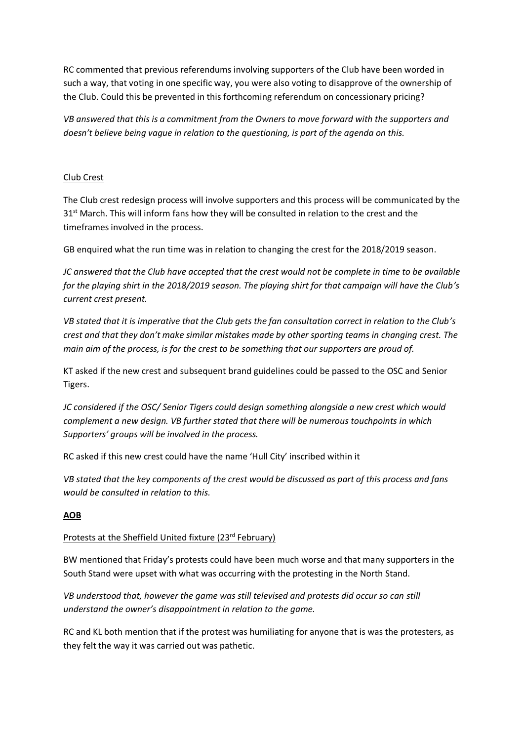RC commented that previous referendums involving supporters of the Club have been worded in such a way, that voting in one specific way, you were also voting to disapprove of the ownership of the Club. Could this be prevented in this forthcoming referendum on concessionary pricing?

*VB answered that this is a commitment from the Owners to move forward with the supporters and doesn't believe being vague in relation to the questioning, is part of the agenda on this.*

<u>Club Crest</u>

The Club crest redesign process will involve supporters and this process will be communicated by the 31st March. This will inform fans how they will be consulted in relation to the crest and the timeframes involved in the process.

GB enquired what the run time was in relation to changing the crest for the 2018/2019 season.

*JC answered that the Club have accepted that the crest would not be complete in time to be available for the playing shirt in the 2018/2019 season. The playing shirt for that campaign will have the Club's current crest present.*

*VB stated that it is imperative that the Club gets the fan consultation correct in relation to the Club's crest and that they don't make similar mistakes made by other sporting teams in changing crest. The main aim of the process, is for the crest to be something that our supporters are proud of.*

KT asked if the new crest and subsequent brand guidelines could be passed to the OSC and Senior Tigers.

*JC considered if the OSC/ Senior Tigers could design something alongside a new crest which would complement a new design. VB further stated that there will be numerous touchpoints in which Supporters' groups will be involved in the process.*

RC asked if this new crest could have the name 'Hull City' inscribed within it

*VB stated that the key components of the crest would be discussed as part of this process and fans would be consulted in relation to this.*

**<u>AOB</u>**

<u>Protests at the Sheffield United fixture (23rd February)</u>

BW mentioned that Friday's protests could have been much worse and that many supporters in the South Stand were upset with what was occurring with the protesting in the North Stand.

*VB understood that, however the game was still televised and protests did occur so can still understand the owner's disappointment in relation to the game.*

RC and KL both mention that if the protest was humiliating for anyone that is was the protesters, as they felt the way it was carried out was pathetic.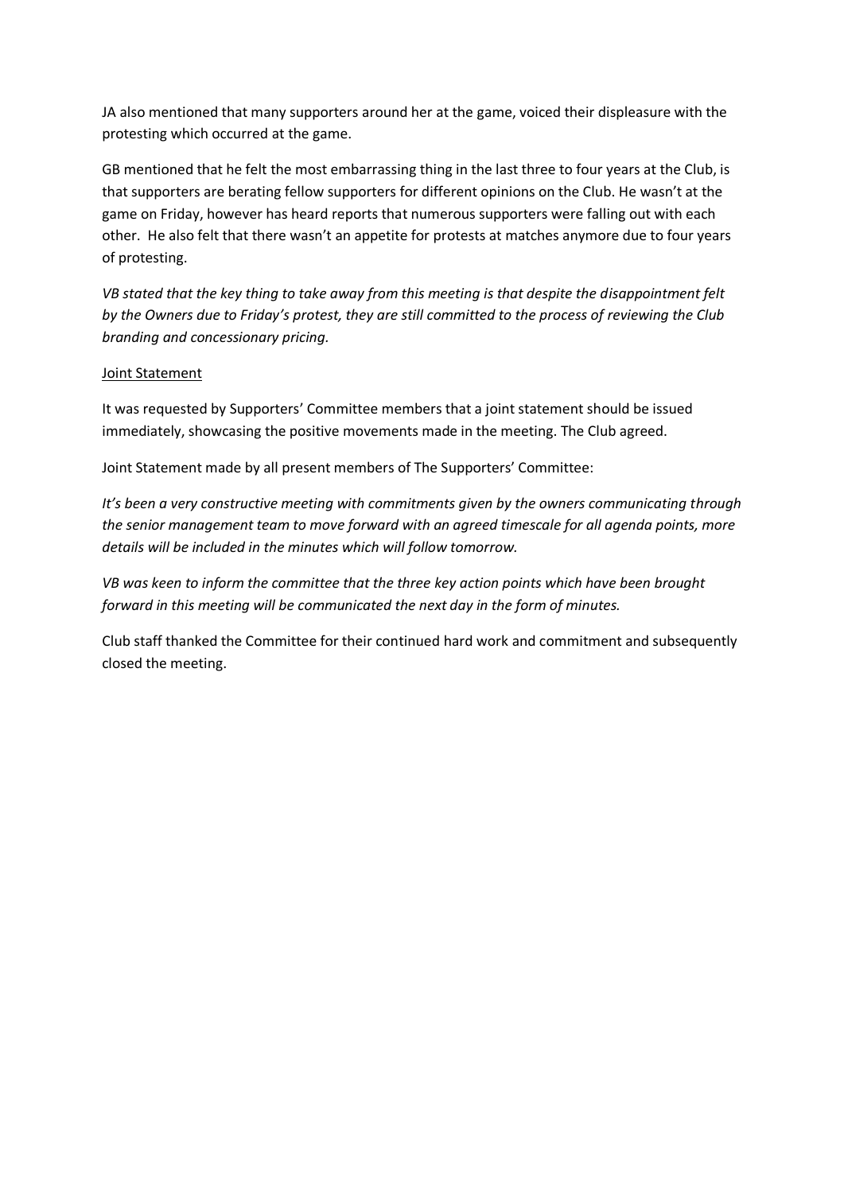JA also mentioned that many supporters around her at the game, voiced their displeasure with the protesting which occurred at the game.

GB mentioned that he felt the most embarrassing thing in the last three to four years at the Club, is that supporters are berating fellow supporters for different opinions on the Club. He wasn't at the game on Friday, however has heard reports that numerous supporters were falling out with each other. He also felt that there wasn't an appetite for protests at matches anymore due to four years of protesting.

*VB stated that the key thing to take away from this meeting is that despite the disappointment felt by the Owners due to Friday's protest, they are still committed to the process of reviewing the Club branding and concessionary pricing.*

<u>Joint Statement</u>

It was requested by Supporters' Committee members that a joint statement should be issued immediately, showcasing the positive movements made in the meeting. The Club agreed.

Joint Statement made by all present members of The Supporters' Committee:

*It's been a very constructive meeting with commitments given by the owners communicating through the senior management team to move forward with an agreed timescale for all agenda points, more details will be included in the minutes which will follow tomorrow.*

*VB was keen to inform the committee that the three key action points which have been brought forward in this meeting will be communicated the next day in the form of minutes.*

Club staff thanked the Committee for their continued hard work and commitment and subsequently closed the meeting.